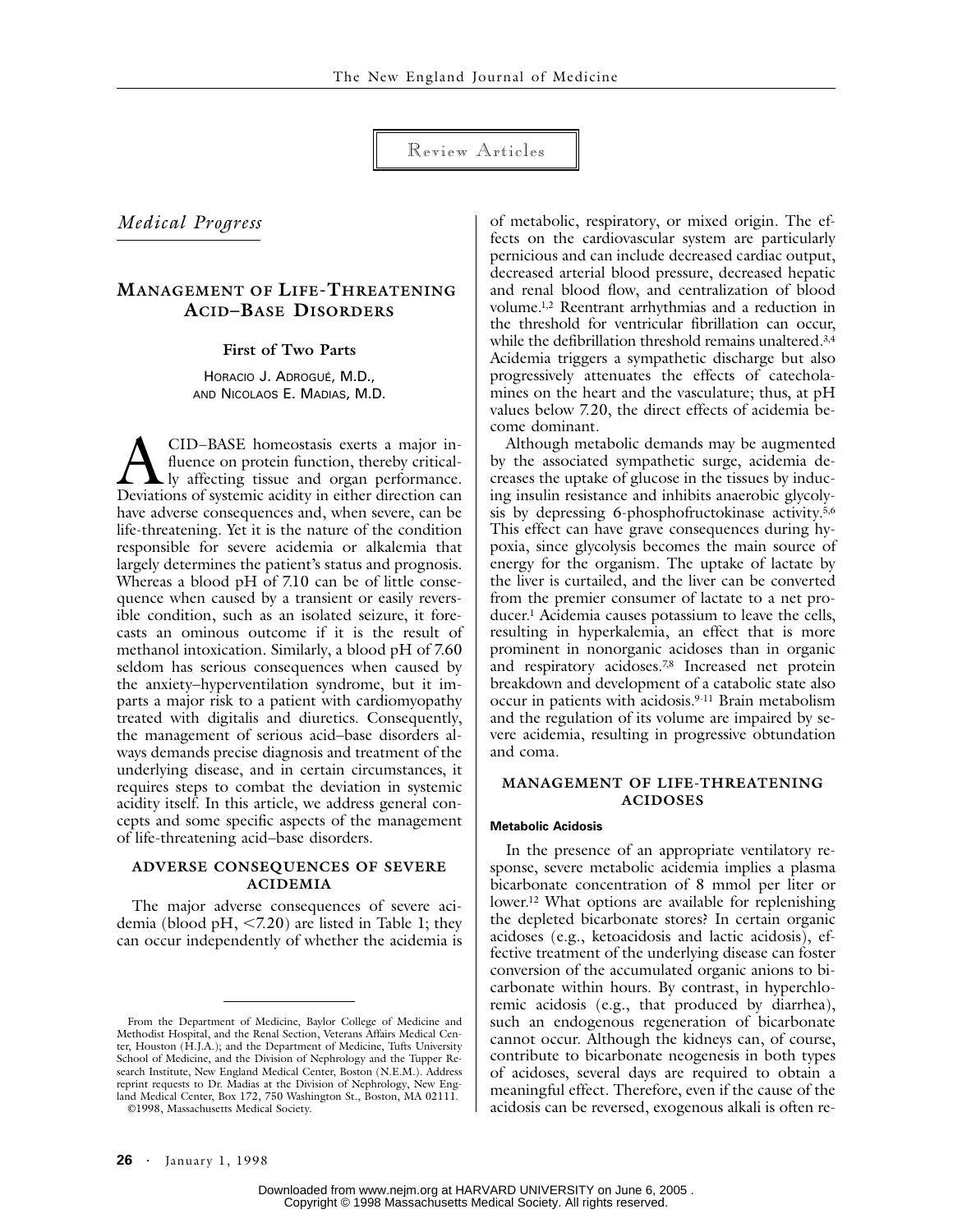Review Articles

*Medical Progress*

# MANAGEMENT OF LIFE-THREATENING ACID–BASE DISORDERS

**First of Two Parts**

HORACIO J. ADROGUÉ, M.D., AND NICOLAOS E. MADIAS, M.D.

ACID–BASE homeostasis exerts a major influence on protein function, thereby critically affecting tissue and organ performance. Deviations of systemic acidity in either direction can have adverse consequences and, when severe, can be life-threatening. Yet it is the nature of the condition responsible for severe acidemia or alkalemia that largely determines the patient's status and prognosis. Whereas a blood pH of 7.10 can be of little consequence when caused by a transient or easily reversible condition, such as an isolated seizure, it forecasts an ominous outcome if it is the result of methanol intoxication. Similarly, a blood pH of 7.60 seldom has serious consequences when caused by the anxiety–hyperventilation syndrome, but it imparts a major risk to a patient with cardiomyopathy treated with digitalis and diuretics. Consequently, the management of serious acid–base disorders always demands precise diagnosis and treatment of the underlying disease, and in certain circumstances, it requires steps to combat the deviation in systemic acidity itself. In this article, we address general concepts and some specific aspects of the management of life-threatening acid–base disorders.

## ADVERSE CONSEQUENCES OF SEVERE ACIDEMIA

The major adverse consequences of severe acidemia (blood pH, <7.20) are listed in Table 1; they can occur independently of whether the acidemia is of metabolic, respiratory, or mixed origin. The effects on the cardiovascular system are particularly pernicious and can include decreased cardiac output, decreased arterial blood pressure, decreased hepatic and renal blood flow, and centralization of blood volume.[1,2] Reentrant arrhythmias and a reduction in the threshold for ventricular fibrillation can occur, while the defibrillation threshold remains unaltered.[3,4] Acidemia triggers a sympathetic discharge but also progressively attenuates the effects of catecholamines on the heart and the vasculature; thus, at pH values below 7.20, the direct effects of acidemia become dominant.

Although metabolic demands may be augmented by the associated sympathetic surge, acidemia decreases the uptake of glucose in the tissues by inducing insulin resistance and inhibits anaerobic glycolysis by depressing 6-phosphofructokinase activity.[5,6] This effect can have grave consequences during hypoxia, since glycolysis becomes the main source of energy for the organism. The uptake of lactate by the liver is curtailed, and the liver can be converted from the premier consumer of lactate to a net producer.[1] Acidemia causes potassium to leave the cells, resulting in hyperkalemia, an effect that is more prominent in nonorganic acidoses than in organic and respiratory acidoses.[7,8] Increased net protein breakdown and development of a catabolic state also occur in patients with acidosis.[9-11] Brain metabolism and the regulation of its volume are impaired by severe acidemia, resulting in progressive obtundation and coma.

## MANAGEMENT OF LIFE-THREATENING ACIDOSES

### Metabolic Acidosis

In the presence of an appropriate ventilatory response, severe metabolic acidemia implies a plasma bicarbonate concentration of 8 mmol per liter or lower.[12] What options are available for replenishing the depleted bicarbonate stores? In certain organic acidoses (e.g., ketoacidosis and lactic acidosis), effective treatment of the underlying disease can foster conversion of the accumulated organic anions to bicarbonate within hours. By contrast, in hyperchloremic acidosis (e.g., that produced by diarrhea), such an endogenous regeneration of bicarbonate cannot occur. Although the kidneys can, of course, contribute to bicarbonate neogenesis in both types of acidoses, several days are required to obtain a meaningful effect. Therefore, even if the cause of the acidosis can be reversed, exogenous alkali is often re-

From the Department of Medicine, Baylor College of Medicine and Methodist Hospital, and the Renal Section, Veterans Affairs Medical Center, Houston (H.J.A.); and the Department of Medicine, Tufts University School of Medicine, and the Division of Nephrology and the Tupper Research Institute, New England Medical Center, Boston (N.E.M.). Address reprint requests to Dr. Madias at the Division of Nephrology, New England Medical Center, Box 172, 750 Washington St., Boston, MA 02111.

©1998, Massachusetts Medical Society.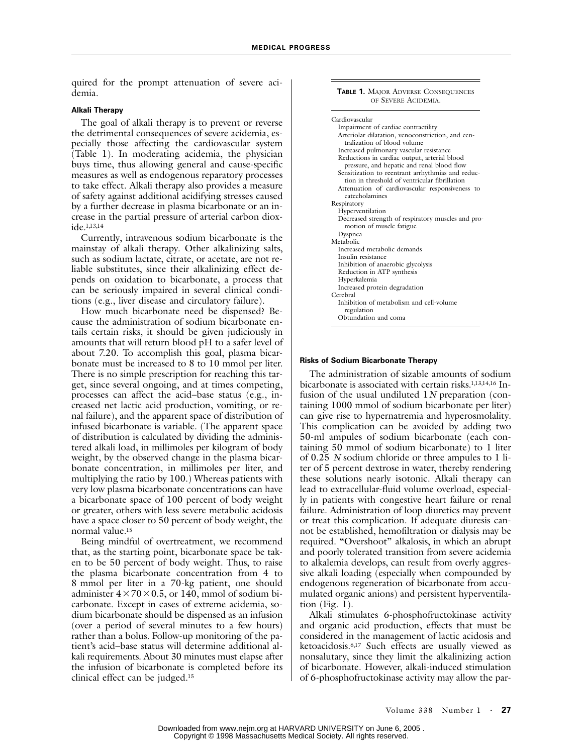quired for the prompt attenuation of severe acidemia.

### Alkali Therapy

The goal of alkali therapy is to prevent or reverse the detrimental consequences of severe acidemia, especially those affecting the cardiovascular system (Table 1). In moderating acidemia, the physician buys time, thus allowing general and cause-specific measures as well as endogenous reparatory processes to take effect. Alkali therapy also provides a measure of safety against additional acidifying stresses caused by a further decrease in plasma bicarbonate or an increase in the partial pressure of arterial carbon dioxide.[1,13,14]

Currently, intravenous sodium bicarbonate is the mainstay of alkali therapy. Other alkalinizing salts, such as sodium lactate, citrate, or acetate, are not reliable substitutes, since their alkalinizing effect depends on oxidation to bicarbonate, a process that can be seriously impaired in several clinical conditions (e.g., liver disease and circulatory failure).

How much bicarbonate need be dispensed? Because the administration of sodium bicarbonate entails certain risks, it should be given judiciously in amounts that will return blood pH to a safer level of about 7.20. To accomplish this goal, plasma bicarbonate must be increased to 8 to 10 mmol per liter. There is no simple prescription for reaching this target, since several ongoing, and at times competing, processes can affect the acid–base status (e.g., increased net lactic acid production, vomiting, or renal failure), and the apparent space of distribution of infused bicarbonate is variable. (The apparent space of distribution is calculated by dividing the administered alkali load, in millimoles per kilogram of body weight, by the observed change in the plasma bicarbonate concentration, in millimoles per liter, and multiplying the ratio by 100.) Whereas patients with very low plasma bicarbonate concentrations can have a bicarbonate space of 100 percent of body weight or greater, others with less severe metabolic acidosis have a space closer to 50 percent of body weight, the normal value.[15]

Being mindful of overtreatment, we recommend that, as the starting point, bicarbonate space be taken to be 50 percent of body weight. Thus, to raise the plasma bicarbonate concentration from 4 to 8 mmol per liter in a 70-kg patient, one should administer $4 \times 70 \times 0.5$, or 140, mmol of sodium bicarbonate. Except in cases of extreme acidemia, sodium bicarbonate should be dispensed as an infusion (over a period of several minutes to a few hours) rather than a bolus. Follow-up monitoring of the patient's acid–base status will determine additional alkali requirements. About 30 minutes must elapse after the infusion of bicarbonate is completed before its clinical effect can be judged.[15]

**TABLE 1.** MAJOR ADVERSE CONSEQUENCES OF SEVERE ACIDEMIA.

| |
|---|
| Cardiovascular |
| Impairment of cardiac contractility |
| Arteriolar dilatation, venoconstriction, and centralization of blood volume |
| Increased pulmonary vascular resistance |
| Reductions in cardiac output, arterial blood pressure, and hepatic and renal blood flow |
| Sensitization to reentrant arrhythmias and reduction in threshold of ventricular fibrillation |
| Attenuation of cardiovascular responsiveness to catecholamines |
| Respiratory |
| Hyperventilation |
| Decreased strength of respiratory muscles and promotion of muscle fatigue |
| Dyspnea |
| Metabolic |
| Increased metabolic demands |
| Insulin resistance |
| Inhibition of anaerobic glycolysis |
| Reduction in ATP synthesis |
| Hyperkalemia |
| Increased protein degradation |
| Cerebral |
| Inhibition of metabolism and cell-volume regulation |
| Obtundation and coma |

### Risks of Sodium Bicarbonate Therapy

The administration of sizable amounts of sodium bicarbonate is associated with certain risks.[1,13,14,16] Infusion of the usual undiluted 1*N* preparation (containing 1000 mmol of sodium bicarbonate per liter) can give rise to hypernatremia and hyperosmolality. This complication can be avoided by adding two 50-ml ampules of sodium bicarbonate (each containing 50 mmol of sodium bicarbonate) to 1 liter of 0.25 *N* sodium chloride or three ampules to 1 liter of 5 percent dextrose in water, thereby rendering these solutions nearly isotonic. Alkali therapy can lead to extracellular-fluid volume overload, especially in patients with congestive heart failure or renal failure. Administration of loop diuretics may prevent or treat this complication. If adequate diuresis cannot be established, hemofiltration or dialysis may be required. "Overshoot" alkalosis, in which an abrupt and poorly tolerated transition from severe acidemia to alkalemia develops, can result from overly aggressive alkali loading (especially when compounded by endogenous regeneration of bicarbonate from accumulated organic anions) and persistent hyperventilation (Fig. 1).

Alkali stimulates 6-phosphofructokinase activity and organic acid production, effects that must be considered in the management of lactic acidosis and ketoacidosis.[6,17] Such effects are usually viewed as nonsalutary, since they limit the alkalinizing action of bicarbonate. However, alkali-induced stimulation of 6-phosphofructokinase activity may allow the par-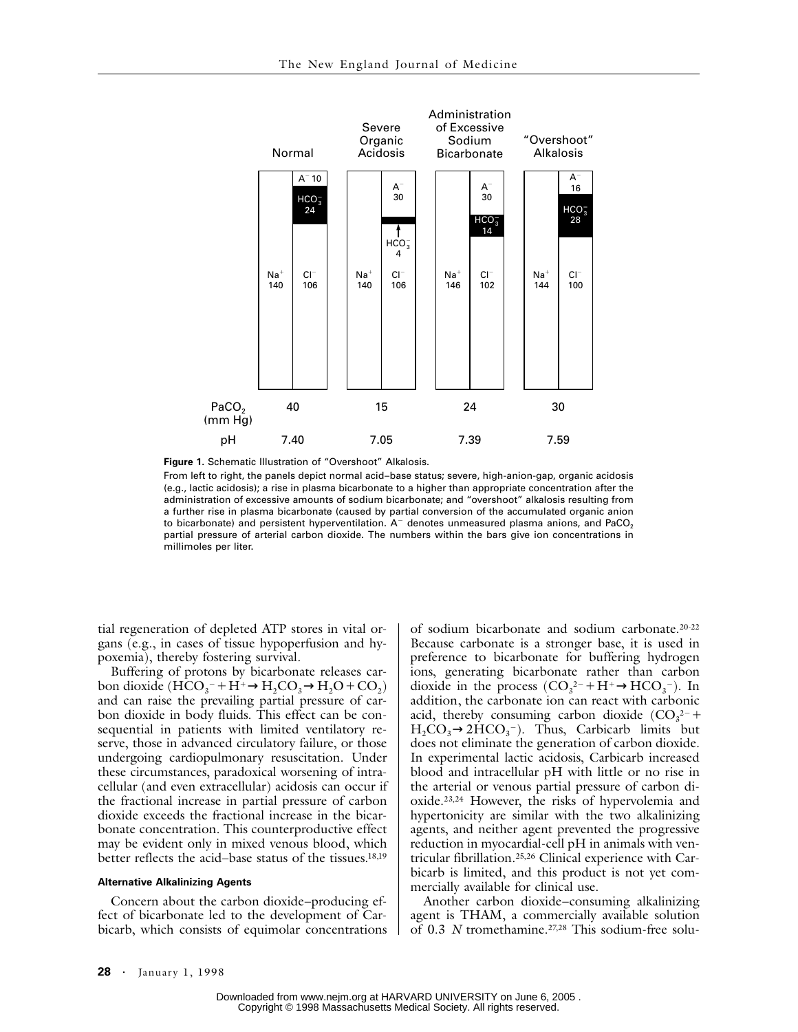**Figure 1.** Schematic Illustration of "Overshoot" Alkalosis.

From left to right, the panels depict normal acid–base status; severe, high-anion-gap, organic acidosis (e.g., lactic acidosis); a rise in plasma bicarbonate to a higher than appropriate concentration after the administration of excessive amounts of sodium bicarbonate; and "overshoot" alkalosis resulting from a further rise in plasma bicarbonate (caused by partial conversion of the accumulated organic anion to bicarbonate) and persistent hyperventilation. $A^-$ denotes unmeasured plasma anions, and $PaCO_2$ partial pressure of arterial carbon dioxide. The numbers within the bars give ion concentrations in millimoles per liter.

tial regeneration of depleted ATP stores in vital organs (e.g., in cases of tissue hypoperfusion and hypoxemia), thereby fostering survival.

Buffering of protons by bicarbonate releases carbon dioxide ($HCO_3^- + H^+ \rightarrow H_2CO_3 \rightarrow H_2O + CO_2$) and can raise the prevailing partial pressure of carbon dioxide in body fluids. This effect can be consequential in patients with limited ventilatory reserve, those in advanced circulatory failure, or those undergoing cardiopulmonary resuscitation. Under these circumstances, paradoxical worsening of intracellular (and even extracellular) acidosis can occur if the fractional increase in partial pressure of carbon dioxide exceeds the fractional increase in the bicarbonate concentration. This counterproductive effect may be evident only in mixed venous blood, which better reflects the acid–base status of the tissues.[18,19]

#### Alternative Alkalinizing Agents

Concern about the carbon dioxide–producing effect of bicarbonate led to the development of Carbicarb, which consists of equimolar concentrations of sodium bicarbonate and sodium carbonate.[20-22] Because carbonate is a stronger base, it is used in preference to bicarbonate for buffering hydrogen ions, generating bicarbonate rather than carbon dioxide in the process ($CO_3^{2-} + H^+ \rightarrow HCO_3^-$). In addition, the carbonate ion can react with carbonic acid, thereby consuming carbon dioxide ($CO_3^{2-} + H_2CO_3 \rightarrow 2HCO_3^-$). Thus, Carbicarb limits but does not eliminate the generation of carbon dioxide. In experimental lactic acidosis, Carbicarb increased blood and intracellular pH with little or no rise in the arterial or venous partial pressure of carbon dioxide.[23,24] However, the risks of hypervolemia and hypertonicity are similar with the two alkalinizing agents, and neither agent prevented the progressive reduction in myocardial-cell pH in animals with ventricular fibrillation.[25,26] Clinical experience with Carbicarb is limited, and this product is not yet commercially available for clinical use.

Another carbon dioxide–consuming alkalinizing agent is THAM, a commercially available solution of 0.3 *N* tromethamine.[27,28] This sodium-free solu-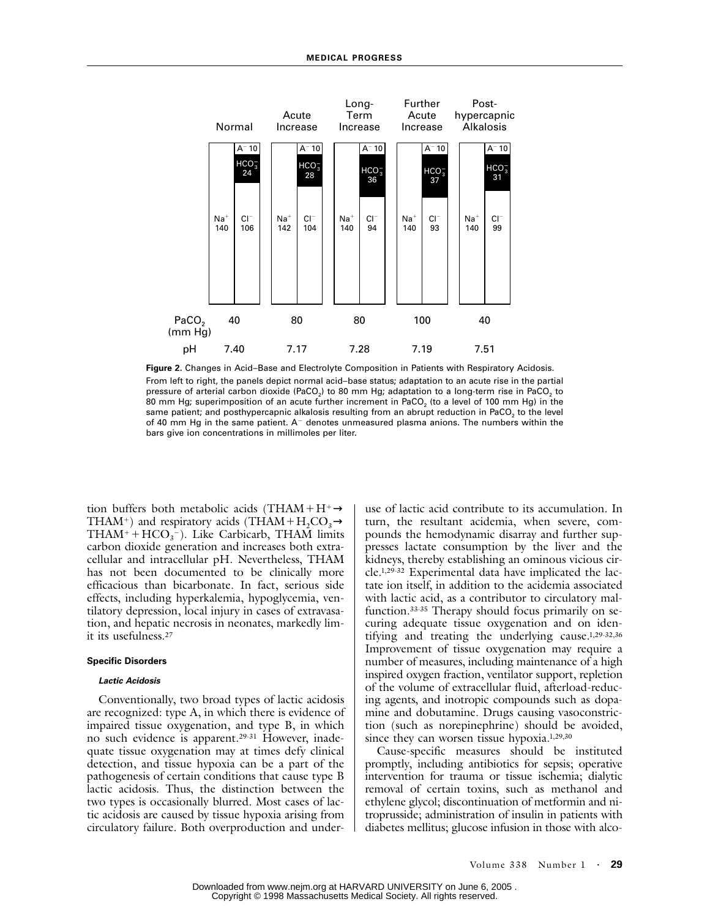| | Normal | Acute Increase | Long-Term Increase | Further Acute Increase | Post-hypercapnic Alkalosis |
|---|---|---|---|---|---|
| $A^-$ | 10 | 10 | 10 | 10 | 10 |
| $HCO_3^-$ | 24 | 28 | 36 | 37 | 31 |
| $Na^+$ | 140 | 142 | 140 | 140 | 140 |
| $Cl^-$ | 106 | 104 | 94 | 93 | 99 |
| $PaCO_2$ (mm Hg) | 40 | 80 | 80 | 100 | 40 |
| pH | 7.40 | 7.17 | 7.28 | 7.19 | 7.51 |

**Figure 2.** Changes in Acid–Base and Electrolyte Composition in Patients with Respiratory Acidosis.

From left to right, the panels depict normal acid–base status; adaptation to an acute rise in the partial pressure of arterial carbon dioxide ($PaCO_2$) to 80 mm Hg; adaptation to a long-term rise in $PaCO_2$ to 80 mm Hg; superimposition of an acute further increment in $PaCO_2$ (to a level of 100 mm Hg) in the same patient; and posthypercapnic alkalosis resulting from an abrupt reduction in $PaCO_2$ to the level of 40 mm Hg in the same patient. $A^-$ denotes unmeasured plasma anions. The numbers within the bars give ion concentrations in millimoles per liter.

tion buffers both metabolic acids ($THAM + H^+ \rightarrow THAM^+$) and respiratory acids ($THAM + H_2CO_3 \rightarrow THAM^+ + HCO_3^-$). Like Carbicarb, THAM limits carbon dioxide generation and increases both extracellular and intracellular pH. Nevertheless, THAM has not been documented to be clinically more efficacious than bicarbonate. In fact, serious side effects, including hyperkalemia, hypoglycemia, ventilatory depression, local injury in cases of extravasation, and hepatic necrosis in neonates, markedly limit its usefulness.[27]

#### Specific Disorders

##### *Lactic Acidosis*

Conventionally, two broad types of lactic acidosis are recognized: type A, in which there is evidence of impaired tissue oxygenation, and type B, in which no such evidence is apparent.[29-31] However, inadequate tissue oxygenation may at times defy clinical detection, and tissue hypoxia can be a part of the pathogenesis of certain conditions that cause type B lactic acidosis. Thus, the distinction between the two types is occasionally blurred. Most cases of lactic acidosis are caused by tissue hypoxia arising from circulatory failure. Both overproduction and underuse of lactic acid contribute to its accumulation. In turn, the resultant acidemia, when severe, compounds the hemodynamic disarray and further suppresses lactate consumption by the liver and the kidneys, thereby establishing an ominous vicious circle.[1,29-32] Experimental data have implicated the lactate ion itself, in addition to the acidemia associated with lactic acid, as a contributor to circulatory malfunction.[33-35] Therapy should focus primarily on securing adequate tissue oxygenation and on identifying and treating the underlying cause.[1,29-32,36] Improvement of tissue oxygenation may require a number of measures, including maintenance of a high inspired oxygen fraction, ventilator support, repletion of the volume of extracellular fluid, afterload-reducing agents, and inotropic compounds such as dopamine and dobutamine. Drugs causing vasoconstriction (such as norepinephrine) should be avoided, since they can worsen tissue hypoxia.[1,29,30]

Cause-specific measures should be instituted promptly, including antibiotics for sepsis; operative intervention for trauma or tissue ischemia; dialytic removal of certain toxins, such as methanol and ethylene glycol; discontinuation of metformin and nitroprusside; administration of insulin in patients with diabetes mellitus; glucose infusion in those with alco-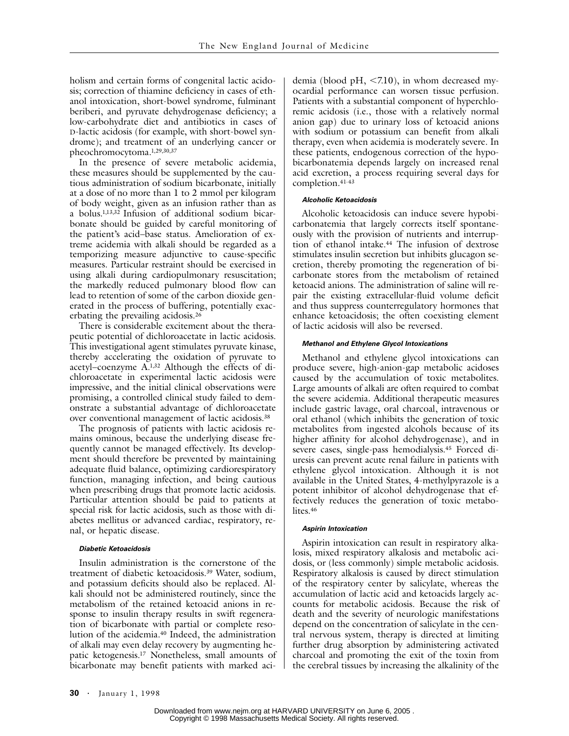holism and certain forms of congenital lactic acidosis; correction of thiamine deficiency in cases of ethanol intoxication, short-bowel syndrome, fulminant beriberi, and pyruvate dehydrogenase deficiency; a low-carbohydrate diet and antibiotics in cases of D-lactic acidosis (for example, with short-bowel syndrome); and treatment of an underlying cancer or pheochromocytoma.[1,29,30,37]

In the presence of severe metabolic acidemia, these measures should be supplemented by the cautious administration of sodium bicarbonate, initially at a dose of no more than 1 to 2 mmol per kilogram of body weight, given as an infusion rather than as a bolus.[1,13,32] Infusion of additional sodium bicarbonate should be guided by careful monitoring of the patient's acid–base status. Amelioration of extreme acidemia with alkali should be regarded as a temporizing measure adjunctive to cause-specific measures. Particular restraint should be exercised in using alkali during cardiopulmonary resuscitation; the markedly reduced pulmonary blood flow can lead to retention of some of the carbon dioxide generated in the process of buffering, potentially exacerbating the prevailing acidosis.[26]

There is considerable excitement about the therapeutic potential of dichloroacetate in lactic acidosis. This investigational agent stimulates pyruvate kinase, thereby accelerating the oxidation of pyruvate to acetyl–coenzyme A.[1,32] Although the effects of dichloroacetate in experimental lactic acidosis were impressive, and the initial clinical observations were promising, a controlled clinical study failed to demonstrate a substantial advantage of dichloroacetate over conventional management of lactic acidosis.[38]

The prognosis of patients with lactic acidosis remains ominous, because the underlying disease frequently cannot be managed effectively. Its development should therefore be prevented by maintaining adequate fluid balance, optimizing cardiorespiratory function, managing infection, and being cautious when prescribing drugs that promote lactic acidosis. Particular attention should be paid to patients at special risk for lactic acidosis, such as those with diabetes mellitus or advanced cardiac, respiratory, renal, or hepatic disease.

#### *Diabetic Ketoacidosis*

Insulin administration is the cornerstone of the treatment of diabetic ketoacidosis.[39] Water, sodium, and potassium deficits should also be replaced. Alkali should not be administered routinely, since the metabolism of the retained ketoacid anions in response to insulin therapy results in swift regeneration of bicarbonate with partial or complete resolution of the acidemia.[40] Indeed, the administration of alkali may even delay recovery by augmenting hepatic ketogenesis.[17] Nonetheless, small amounts of bicarbonate may benefit patients with marked acidemia (blood pH, <7.10), in whom decreased myocardial performance can worsen tissue perfusion. Patients with a substantial component of hyperchloremic acidosis (i.e., those with a relatively normal anion gap) due to urinary loss of ketoacid anions with sodium or potassium can benefit from alkali therapy, even when acidemia is moderately severe. In these patients, endogenous correction of the hypobicarbonatemia depends largely on increased renal acid excretion, a process requiring several days for completion.[41-43]

#### *Alcoholic Ketoacidosis*

Alcoholic ketoacidosis can induce severe hypobicarbonatemia that largely corrects itself spontaneously with the provision of nutrients and interruption of ethanol intake.[44] The infusion of dextrose stimulates insulin secretion but inhibits glucagon secretion, thereby promoting the regeneration of bicarbonate stores from the metabolism of retained ketoacid anions. The administration of saline will repair the existing extracellular-fluid volume deficit and thus suppress counterregulatory hormones that enhance ketoacidosis; the often coexisting element of lactic acidosis will also be reversed.

#### *Methanol and Ethylene Glycol Intoxications*

Methanol and ethylene glycol intoxications can produce severe, high-anion-gap metabolic acidoses caused by the accumulation of toxic metabolites. Large amounts of alkali are often required to combat the severe acidemia. Additional therapeutic measures include gastric lavage, oral charcoal, intravenous or oral ethanol (which inhibits the generation of toxic metabolites from ingested alcohols because of its higher affinity for alcohol dehydrogenase), and in severe cases, single-pass hemodialysis.[45] Forced diuresis can prevent acute renal failure in patients with ethylene glycol intoxication. Although it is not available in the United States, 4-methylpyrazole is a potent inhibitor of alcohol dehydrogenase that effectively reduces the generation of toxic metabolites.[46]

#### *Aspirin Intoxication*

Aspirin intoxication can result in respiratory alkalosis, mixed respiratory alkalosis and metabolic acidosis, or (less commonly) simple metabolic acidosis. Respiratory alkalosis is caused by direct stimulation of the respiratory center by salicylate, whereas the accumulation of lactic acid and ketoacids largely accounts for metabolic acidosis. Because the risk of death and the severity of neurologic manifestations depend on the concentration of salicylate in the central nervous system, therapy is directed at limiting further drug absorption by administering activated charcoal and promoting the exit of the toxin from the cerebral tissues by increasing the alkalinity of the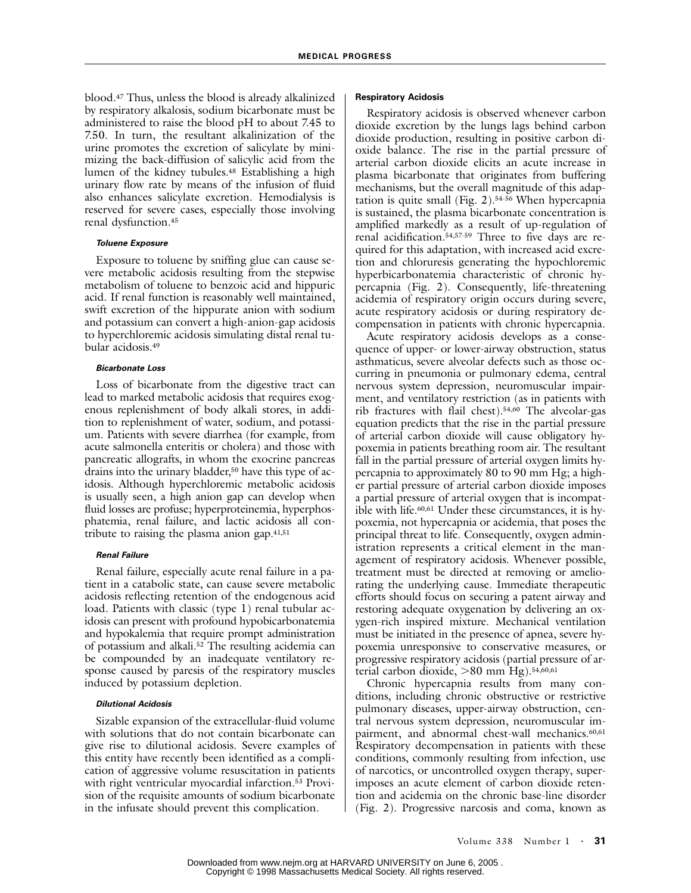blood.[47] Thus, unless the blood is already alkalinized by respiratory alkalosis, sodium bicarbonate must be administered to raise the blood pH to about 7.45 to 7.50. In turn, the resultant alkalinization of the urine promotes the excretion of salicylate by minimizing the back-diffusion of salicylic acid from the lumen of the kidney tubules.[48] Establishing a high urinary flow rate by means of the infusion of fluid also enhances salicylate excretion. Hemodialysis is reserved for severe cases, especially those involving renal dysfunction.[45]

#### *Toluene Exposure*

Exposure to toluene by sniffing glue can cause severe metabolic acidosis resulting from the stepwise metabolism of toluene to benzoic acid and hippuric acid. If renal function is reasonably well maintained, swift excretion of the hippurate anion with sodium and potassium can convert a high-anion-gap acidosis to hyperchloremic acidosis simulating distal renal tubular acidosis.[49]

#### *Bicarbonate Loss*

Loss of bicarbonate from the digestive tract can lead to marked metabolic acidosis that requires exogenous replenishment of body alkali stores, in addition to replenishment of water, sodium, and potassium. Patients with severe diarrhea (for example, from acute salmonella enteritis or cholera) and those with pancreatic allografts, in whom the exocrine pancreas drains into the urinary bladder,[50] have this type of acidosis. Although hyperchloremic metabolic acidosis is usually seen, a high anion gap can develop when fluid losses are profuse; hyperproteinemia, hyperphosphatemia, renal failure, and lactic acidosis all contribute to raising the plasma anion gap.[41,51]

#### *Renal Failure*

Renal failure, especially acute renal failure in a patient in a catabolic state, can cause severe metabolic acidosis reflecting retention of the endogenous acid load. Patients with classic (type 1) renal tubular acidosis can present with profound hypobicarbonatemia and hypokalemia that require prompt administration of potassium and alkali.[52] The resulting acidemia can be compounded by an inadequate ventilatory response caused by paresis of the respiratory muscles induced by potassium depletion.

#### *Dilutional Acidosis*

Sizable expansion of the extracellular-fluid volume with solutions that do not contain bicarbonate can give rise to dilutional acidosis. Severe examples of this entity have recently been identified as a complication of aggressive volume resuscitation in patients with right ventricular myocardial infarction.[53] Provision of the requisite amounts of sodium bicarbonate in the infusate should prevent this complication.

### Respiratory Acidosis

Respiratory acidosis is observed whenever carbon dioxide excretion by the lungs lags behind carbon dioxide production, resulting in positive carbon dioxide balance. The rise in the partial pressure of arterial carbon dioxide elicits an acute increase in plasma bicarbonate that originates from buffering mechanisms, but the overall magnitude of this adaptation is quite small (Fig. 2).[54-56] When hypercapnia is sustained, the plasma bicarbonate concentration is amplified markedly as a result of up-regulation of renal acidification.[54,57-59] Three to five days are required for this adaptation, with increased acid excretion and chloruresis generating the hypochloremic hyperbicarbonatemia characteristic of chronic hypercapnia (Fig. 2). Consequently, life-threatening acidemia of respiratory origin occurs during severe, acute respiratory acidosis or during respiratory decompensation in patients with chronic hypercapnia.

Acute respiratory acidosis develops as a consequence of upper- or lower-airway obstruction, status asthmaticus, severe alveolar defects such as those occurring in pneumonia or pulmonary edema, central nervous system depression, neuromuscular impairment, and ventilatory restriction (as in patients with rib fractures with flail chest).[54,60] The alveolar-gas equation predicts that the rise in the partial pressure of arterial carbon dioxide will cause obligatory hypoxemia in patients breathing room air. The resultant fall in the partial pressure of arterial oxygen limits hypercapnia to approximately 80 to 90 mm Hg; a higher partial pressure of arterial carbon dioxide imposes a partial pressure of arterial oxygen that is incompatible with life.[60,61] Under these circumstances, it is hypoxemia, not hypercapnia or acidemia, that poses the principal threat to life. Consequently, oxygen administration represents a critical element in the management of respiratory acidosis. Whenever possible, treatment must be directed at removing or ameliorating the underlying cause. Immediate therapeutic efforts should focus on securing a patent airway and restoring adequate oxygenation by delivering an oxygen-rich inspired mixture. Mechanical ventilation must be initiated in the presence of apnea, severe hypoxemia unresponsive to conservative measures, or progressive respiratory acidosis (partial pressure of arterial carbon dioxide, >80 mm Hg).[54,60,61]

Chronic hypercapnia results from many conditions, including chronic obstructive or restrictive pulmonary diseases, upper-airway obstruction, central nervous system depression, neuromuscular impairment, and abnormal chest-wall mechanics.[60,61] Respiratory decompensation in patients with these conditions, commonly resulting from infection, use of narcotics, or uncontrolled oxygen therapy, superimposes an acute element of carbon dioxide retention and acidemia on the chronic base-line disorder (Fig. 2). Progressive narcosis and coma, known as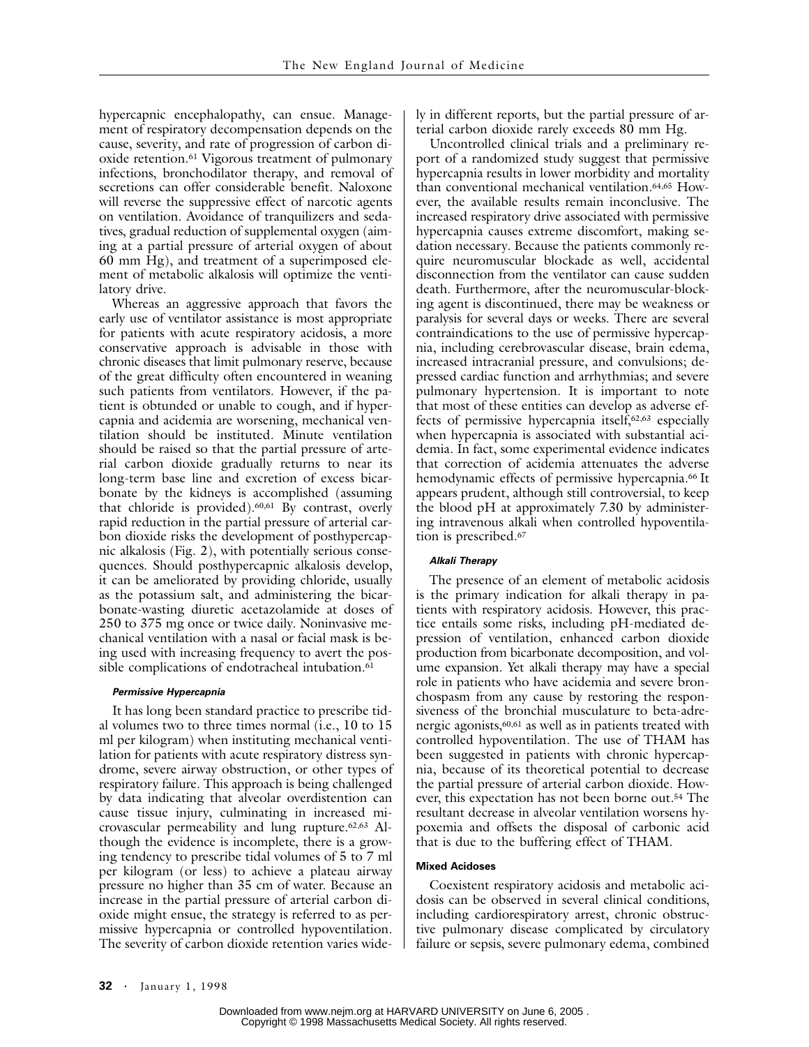hypercapnic encephalopathy, can ensue. Management of respiratory decompensation depends on the cause, severity, and rate of progression of carbon dioxide retention.[61] Vigorous treatment of pulmonary infections, bronchodilator therapy, and removal of secretions can offer considerable benefit. Naloxone will reverse the suppressive effect of narcotic agents on ventilation. Avoidance of tranquilizers and sedatives, gradual reduction of supplemental oxygen (aiming at a partial pressure of arterial oxygen of about 60 mm Hg), and treatment of a superimposed element of metabolic alkalosis will optimize the ventilatory drive.

Whereas an aggressive approach that favors the early use of ventilator assistance is most appropriate for patients with acute respiratory acidosis, a more conservative approach is advisable in those with chronic diseases that limit pulmonary reserve, because of the great difficulty often encountered in weaning such patients from ventilators. However, if the patient is obtunded or unable to cough, and if hypercapnia and acidemia are worsening, mechanical ventilation should be instituted. Minute ventilation should be raised so that the partial pressure of arterial carbon dioxide gradually returns to near its long-term base line and excretion of excess bicarbonate by the kidneys is accomplished (assuming that chloride is provided).[60,61] By contrast, overly rapid reduction in the partial pressure of arterial carbon dioxide risks the development of posthypercapnic alkalosis (Fig. 2), with potentially serious consequences. Should posthypercapnic alkalosis develop, it can be ameliorated by providing chloride, usually as the potassium salt, and administering the bicarbonate-wasting diuretic acetazolamide at doses of 250 to 375 mg once or twice daily. Noninvasive mechanical ventilation with a nasal or facial mask is being used with increasing frequency to avert the possible complications of endotracheal intubation.[61]

#### *Permissive Hypercapnia*

It has long been standard practice to prescribe tidal volumes two to three times normal (i.e., 10 to 15 ml per kilogram) when instituting mechanical ventilation for patients with acute respiratory distress syndrome, severe airway obstruction, or other types of respiratory failure. This approach is being challenged by data indicating that alveolar overdistention can cause tissue injury, culminating in increased microvascular permeability and lung rupture.[62,63] Although the evidence is incomplete, there is a growing tendency to prescribe tidal volumes of 5 to 7 ml per kilogram (or less) to achieve a plateau airway pressure no higher than 35 cm of water. Because an increase in the partial pressure of arterial carbon dioxide might ensue, the strategy is referred to as permissive hypercapnia or controlled hypoventilation. The severity of carbon dioxide retention varies widely in different reports, but the partial pressure of arterial carbon dioxide rarely exceeds 80 mm Hg.

Uncontrolled clinical trials and a preliminary report of a randomized study suggest that permissive hypercapnia results in lower morbidity and mortality than conventional mechanical ventilation.[64,65] However, the available results remain inconclusive. The increased respiratory drive associated with permissive hypercapnia causes extreme discomfort, making sedation necessary. Because the patients commonly require neuromuscular blockade as well, accidental disconnection from the ventilator can cause sudden death. Furthermore, after the neuromuscular-blocking agent is discontinued, there may be weakness or paralysis for several days or weeks. There are several contraindications to the use of permissive hypercapnia, including cerebrovascular disease, brain edema, increased intracranial pressure, and convulsions; depressed cardiac function and arrhythmias; and severe pulmonary hypertension. It is important to note that most of these entities can develop as adverse effects of permissive hypercapnia itself,[62,63] especially when hypercapnia is associated with substantial acidemia. In fact, some experimental evidence indicates that correction of acidemia attenuates the adverse hemodynamic effects of permissive hypercapnia.[66] It appears prudent, although still controversial, to keep the blood pH at approximately 7.30 by administering intravenous alkali when controlled hypoventilation is prescribed.[67]

#### *Alkali Therapy*

The presence of an element of metabolic acidosis is the primary indication for alkali therapy in patients with respiratory acidosis. However, this practice entails some risks, including pH-mediated depression of ventilation, enhanced carbon dioxide production from bicarbonate decomposition, and volume expansion. Yet alkali therapy may have a special role in patients who have acidemia and severe bronchospasm from any cause by restoring the responsiveness of the bronchial musculature to beta-adrenergic agonists,[60,61] as well as in patients treated with controlled hypoventilation. The use of THAM has been suggested in patients with chronic hypercapnia, because of its theoretical potential to decrease the partial pressure of arterial carbon dioxide. However, this expectation has not been borne out.[54] The resultant decrease in alveolar ventilation worsens hypoxemia and offsets the disposal of carbonic acid that is due to the buffering effect of THAM.

### **Mixed Acidoses**

Coexistent respiratory acidosis and metabolic acidosis can be observed in several clinical conditions, including cardiorespiratory arrest, chronic obstructive pulmonary disease complicated by circulatory failure or sepsis, severe pulmonary edema, combined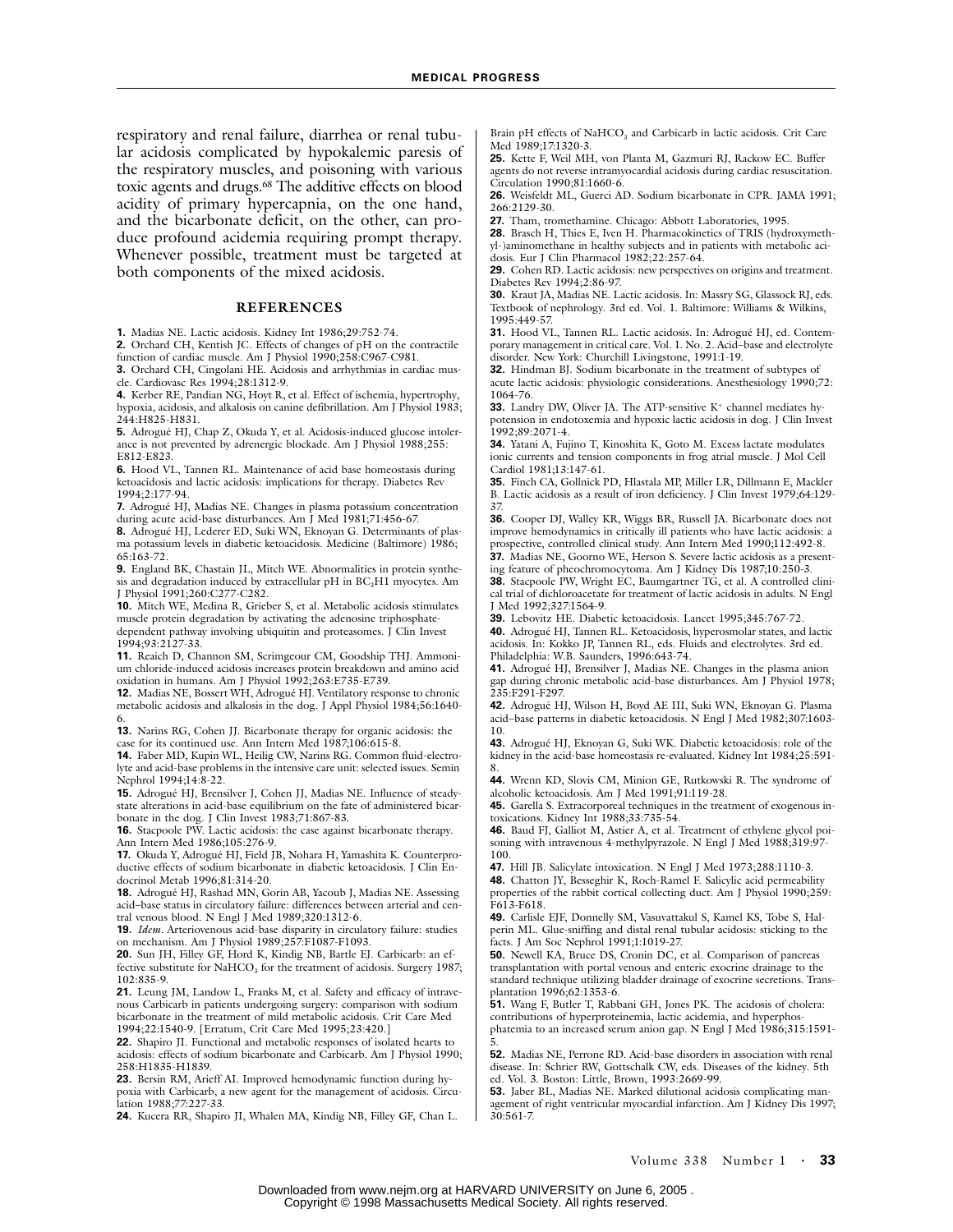respiratory and renal failure, diarrhea or renal tubular acidosis complicated by hypokalemic paresis of the respiratory muscles, and poisoning with various toxic agents and drugs.[68] The additive effects on blood acidity of primary hypercapnia, on the one hand, and the bicarbonate deficit, on the other, can produce profound acidemia requiring prompt therapy. Whenever possible, treatment must be targeted at both components of the mixed acidosis.

## REFERENCES

**1.** Madias NE. Lactic acidosis. Kidney Int 1986;29:752-74.

**2.** Orchard CH, Kentish JC. Effects of changes of pH on the contractile function of cardiac muscle. Am J Physiol 1990;258:C967-C981.

**3.** Orchard CH, Cingolani HE. Acidosis and arrhythmias in cardiac muscle. Cardiovasc Res 1994;28:1312-9.

**4.** Kerber RE, Pandian NG, Hoyt R, et al. Effect of ischemia, hypertrophy, hypoxia, acidosis, and alkalosis on canine defibrillation. Am J Physiol 1983;244:H825-H831.

**5.** Adrogué HJ, Chap Z, Okuda Y, et al. Acidosis-induced glucose intolerance is not prevented by adrenergic blockade. Am J Physiol 1988;255:E812-E823.

**6.** Hood VL, Tannen RL. Maintenance of acid base homeostasis during ketoacidosis and lactic acidosis: implications for therapy. Diabetes Rev 1994;2:177-94.

**7.** Adrogué HJ, Madias NE. Changes in plasma potassium concentration during acute acid-base disturbances. Am J Med 1981;71:456-67.

**8.** Adrogué HJ, Lederer ED, Suki WN, Eknoyan G. Determinants of plasma potassium levels in diabetic ketoacidosis. Medicine (Baltimore) 1986;65:163-72.

**9.** England BK, Chastain JL, Mitch WE. Abnormalities in protein synthesis and degradation induced by extracellular pH in $BC_3H1$ myocytes. Am J Physiol 1991;260:C277-C282.

**10.** Mitch WE, Medina R, Grieber S, et al. Metabolic acidosis stimulates muscle protein degradation by activating the adenosine triphosphate-dependent pathway involving ubiquitin and proteasomes. J Clin Invest 1994;93:2127-33.

**11.** Reaich D, Channon SM, Scrimgeour CM, Goodship THJ. Ammonium chloride-induced acidosis increases protein breakdown and amino acid oxidation in humans. Am J Physiol 1992;263:E735-E739.

**12.** Madias NE, Bossert WH, Adrogué HJ. Ventilatory response to chronic metabolic acidosis and alkalosis in the dog. J Appl Physiol 1984;56:1640-6.

**13.** Narins RG, Cohen JJ. Bicarbonate therapy for organic acidosis: the case for its continued use. Ann Intern Med 1987;106:615-8.

**14.** Faber MD, Kupin WL, Heilig CW, Narins RG. Common fluid-electrolyte and acid-base problems in the intensive care unit: selected issues. Semin Nephrol 1994;14:8-22.

**15.** Adrogué HJ, Brensilver J, Cohen JJ, Madias NE. Influence of steady-state alterations in acid-base equilibrium on the fate of administered bicarbonate in the dog. J Clin Invest 1983;71:867-83.

**16.** Stacpoole PW. Lactic acidosis: the case against bicarbonate therapy. Ann Intern Med 1986;105:276-9.

**17.** Okuda Y, Adrogué HJ, Field JB, Nohara H, Yamashita K. Counterproductive effects of sodium bicarbonate in diabetic ketoacidosis. J Clin Endocrinol Metab 1996;81:314-20.

**18.** Adrogué HJ, Rashad MN, Gorin AB, Yacoub J, Madias NE. Assessing acid–base status in circulatory failure: differences between arterial and central venous blood. N Engl J Med 1989;320:1312-6.

**19.** *Idem*. Arteriovenous acid-base disparity in circulatory failure: studies on mechanism. Am J Physiol 1989;257:F1087-F1093.

**20.** Sun JH, Filley GF, Hord K, Kindig NB, Bartle EJ. Carbicarb: an effective substitute for $NaHCO_3$ for the treatment of acidosis. Surgery 1987;102:835-9.

**21.** Leung JM, Landow L, Franks M, et al. Safety and efficacy of intravenous Carbicarb in patients undergoing surgery: comparison with sodium bicarbonate in the treatment of mild metabolic acidosis. Crit Care Med 1994;22:1540-9. [Erratum, Crit Care Med 1995;23:420.]

**22.** Shapiro JI. Functional and metabolic responses of isolated hearts to acidosis: effects of sodium bicarbonate and Carbicarb. Am J Physiol 1990;258:H1835-H1839.

**23.** Bersin RM, Arieff AI. Improved hemodynamic function during hypoxia with Carbicarb, a new agent for the management of acidosis. Circulation 1988;77:227-33.

**24.** Kucera RR, Shapiro JI, Whalen MA, Kindig NB, Filley GF, Chan L. Brain pH effects of $NaHCO_3$ and Carbicarb in lactic acidosis. Crit Care Med 1989;17:1320-3.

**25.** Kette F, Weil MH, von Planta M, Gazmuri RJ, Rackow EC. Buffer agents do not reverse intramyocardial acidosis during cardiac resuscitation. Circulation 1990;81:1660-6.

**26.** Weisfeldt ML, Guerci AD. Sodium bicarbonate in CPR. JAMA 1991;266:2129-30.

**27.** Tham, tromethamine. Chicago: Abbott Laboratories, 1995.

**28.** Brasch H, Thies E, Iven H. Pharmacokinetics of TRIS (hydroxymethyl-)aminomethane in healthy subjects and in patients with metabolic acidosis. Eur J Clin Pharmacol 1982;22:257-64.

**29.** Cohen RD. Lactic acidosis: new perspectives on origins and treatment. Diabetes Rev 1994;2:86-97.

**30.** Kraut JA, Madias NE. Lactic acidosis. In: Massry SG, Glassock RJ, eds. Textbook of nephrology. 3rd ed. Vol. 1. Baltimore: Williams & Wilkins, 1995:449-57.

**31.** Hood VL, Tannen RL. Lactic acidosis. In: Adrogué HJ, ed. Contemporary management in critical care. Vol. 1. No. 2. Acid–base and electrolyte disorder. New York: Churchill Livingstone, 1991:1-19.

**32.** Hindman BJ. Sodium bicarbonate in the treatment of subtypes of acute lactic acidosis: physiologic considerations. Anesthesiology 1990;72:1064-76.

**33.** Landry DW, Oliver JA. The ATP-sensitive $K^+$ channel mediates hypotension in endotoxemia and hypoxic lactic acidosis in dog. J Clin Invest 1992;89:2071-4.

**34.** Yatani A, Fujino T, Kinoshita K, Goto M. Excess lactate modulates ionic currents and tension components in frog atrial muscle. J Mol Cell Cardiol 1981;13:147-61.

**35.** Finch CA, Gollnick PD, Hlastala MP, Miller LR, Dillmann E, Mackler B. Lactic acidosis as a result of iron deficiency. J Clin Invest 1979;64:129-37.

**36.** Cooper DJ, Walley KR, Wiggs BR, Russell JA. Bicarbonate does not improve hemodynamics in critically ill patients who have lactic acidosis: a prospective, controlled clinical study. Ann Intern Med 1990;112:492-8.

**37.** Madias NE, Goorno WE, Herson S. Severe lactic acidosis as a presenting feature of pheochromocytoma. Am J Kidney Dis 1987;10:250-3.

**38.** Stacpoole PW, Wright EC, Baumgartner TG, et al. A controlled clinical trial of dichloroacetate for treatment of lactic acidosis in adults. N Engl J Med 1992;327:1564-9.

**39.** Lebovitz HE. Diabetic ketoacidosis. Lancet 1995;345:767-72.

**40.** Adrogué HJ, Tannen RL. Ketoacidosis, hyperosmolar states, and lactic acidosis. In: Kokko JP, Tannen RL, eds. Fluids and electrolytes. 3rd ed. Philadelphia: W.B. Saunders, 1996:643-74.

**41.** Adrogué HJ, Brensilver J, Madias NE. Changes in the plasma anion gap during chronic metabolic acid-base disturbances. Am J Physiol 1978;235:F291-F297.

**42.** Adrogué HJ, Wilson H, Boyd AE III, Suki WN, Eknoyan G. Plasma acid–base patterns in diabetic ketoacidosis. N Engl J Med 1982;307:1603-10.

**43.** Adrogué HJ, Eknoyan G, Suki WK. Diabetic ketoacidosis: role of the kidney in the acid-base homeostasis re-evaluated. Kidney Int 1984;25:591-8.

**44.** Wrenn KD, Slovis CM, Minion GE, Rutkowski R. The syndrome of alcoholic ketoacidosis. Am J Med 1991;91:119-28.

**45.** Garella S. Extracorporeal techniques in the treatment of exogenous intoxications. Kidney Int 1988;33:735-54.

**46.** Baud FJ, Galliot M, Astier A, et al. Treatment of ethylene glycol poisoning with intravenous 4-methylpyrazole. N Engl J Med 1988;319:97-100.

**47.** Hill JB. Salicylate intoxication. N Engl J Med 1973;288:1110-3.

**48.** Chatton JY, Besseghir K, Roch-Ramel F. Salicylic acid permeability properties of the rabbit cortical collecting duct. Am J Physiol 1990;259:F613-F618.

**49.** Carlisle EJF, Donnelly SM, Vasuvattakul S, Kamel KS, Tobe S, Halperin ML. Glue-sniffing and distal renal tubular acidosis: sticking to the facts. J Am Soc Nephrol 1991;1:1019-27.

**50.** Newell KA, Bruce DS, Cronin DC, et al. Comparison of pancreas transplantation with portal venous and enteric exocrine drainage to the standard technique utilizing bladder drainage of exocrine secretions. Transplantation 1996;62:1353-6.

**51.** Wang F, Butler T, Rabbani GH, Jones PK. The acidosis of cholera: contributions of hyperproteinemia, lactic acidemia, and hyperphosphatemia to an increased serum anion gap. N Engl J Med 1986;315:1591-5.

**52.** Madias NE, Perrone RD. Acid-base disorders in association with renal disease. In: Schrier RW, Gottschalk CW, eds. Diseases of the kidney. 5th ed. Vol. 3. Boston: Little, Brown, 1993:2669-99.

**53.** Jaber BL, Madias NE. Marked dilutional acidosis complicating management of right ventricular myocardial infarction. Am J Kidney Dis 1997;30:561-7.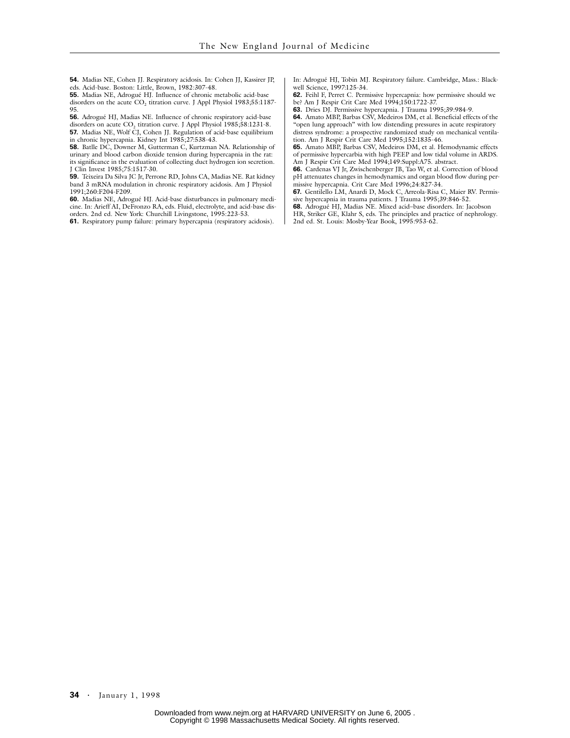**54.** Madias NE, Cohen JJ. Respiratory acidosis. In: Cohen JJ, Kassirer JP, eds. Acid-base. Boston: Little, Brown, 1982:307-48.

**55.** Madias NE, Adrogué HJ. Influence of chronic metabolic acid-base disorders on the acute $CO_2$ titration curve. J Appl Physiol 1983;55:1187-95.

**56.** Adrogué HJ, Madias NE. Influence of chronic respiratory acid-base disorders on acute $CO_2$ titration curve. J Appl Physiol 1985;58:1231-8.

**57.** Madias NE, Wolf CJ, Cohen JJ. Regulation of acid-base equilibrium in chronic hypercapnia. Kidney Int 1985;27:538-43.

**58.** Batlle DC, Downer M, Gutterman C, Kurtzman NA. Relationship of urinary and blood carbon dioxide tension during hypercapnia in the rat: its significance in the evaluation of collecting duct hydrogen ion secretion. J Clin Invest 1985;75:1517-30.

**59.** Teixeira Da Silva JC Jr, Perrone RD, Johns CA, Madias NE. Rat kidney band 3 mRNA modulation in chronic respiratory acidosis. Am J Physiol 1991;260:F204-F209.

**60.** Madias NE, Adrogué HJ. Acid-base disturbances in pulmonary medicine. In: Arieff AI, DeFronzo RA, eds. Fluid, electrolyte, and acid-base disorders. 2nd ed. New York: Churchill Livingstone, 1995:223-53.

**61.** Respiratory pump failure: primary hypercapnia (respiratory acidosis). In: Adrogué HJ, Tobin MJ. Respiratory failure. Cambridge, Mass.: Blackwell Science, 1997:125-34.

**62.** Feihl F, Perret C. Permissive hypercapnia: how permissive should we be? Am J Respir Crit Care Med 1994;150:1722-37.

**63.** Dries DJ. Permissive hypercapnia. J Trauma 1995;39:984-9.

**64.** Amato MBP, Barbas CSV, Medeiros DM, et al. Beneficial effects of the "open lung approach" with low distending pressures in acute respiratory distress syndrome: a prospective randomized study on mechanical ventilation. Am J Respir Crit Care Med 1995;152:1835-46.

**65.** Amato MBP, Barbas CSV, Medeiros DM, et al. Hemodynamic effects of permissive hypercarbia with high PEEP and low tidal volume in ARDS. Am J Respir Crit Care Med 1994;149:Suppl:A75. abstract.

**66.** Cardenas VJ Jr, Zwischenberger JB, Tao W, et al. Correction of blood pH attenuates changes in hemodynamics and organ blood flow during permissive hypercapnia. Crit Care Med 1996;24:827-34.

**67.** Gentilello LM, Anardi D, Mock C, Arreola-Risa C, Maier RV. Permissive hypercapnia in trauma patients. J Trauma 1995;39:846-52.

**68.** Adrogué HJ, Madias NE. Mixed acid–base disorders. In: Jacobson HR, Striker GE, Klahr S, eds. The principles and practice of nephrology. 2nd ed. St. Louis: Mosby-Year Book, 1995:953-62.